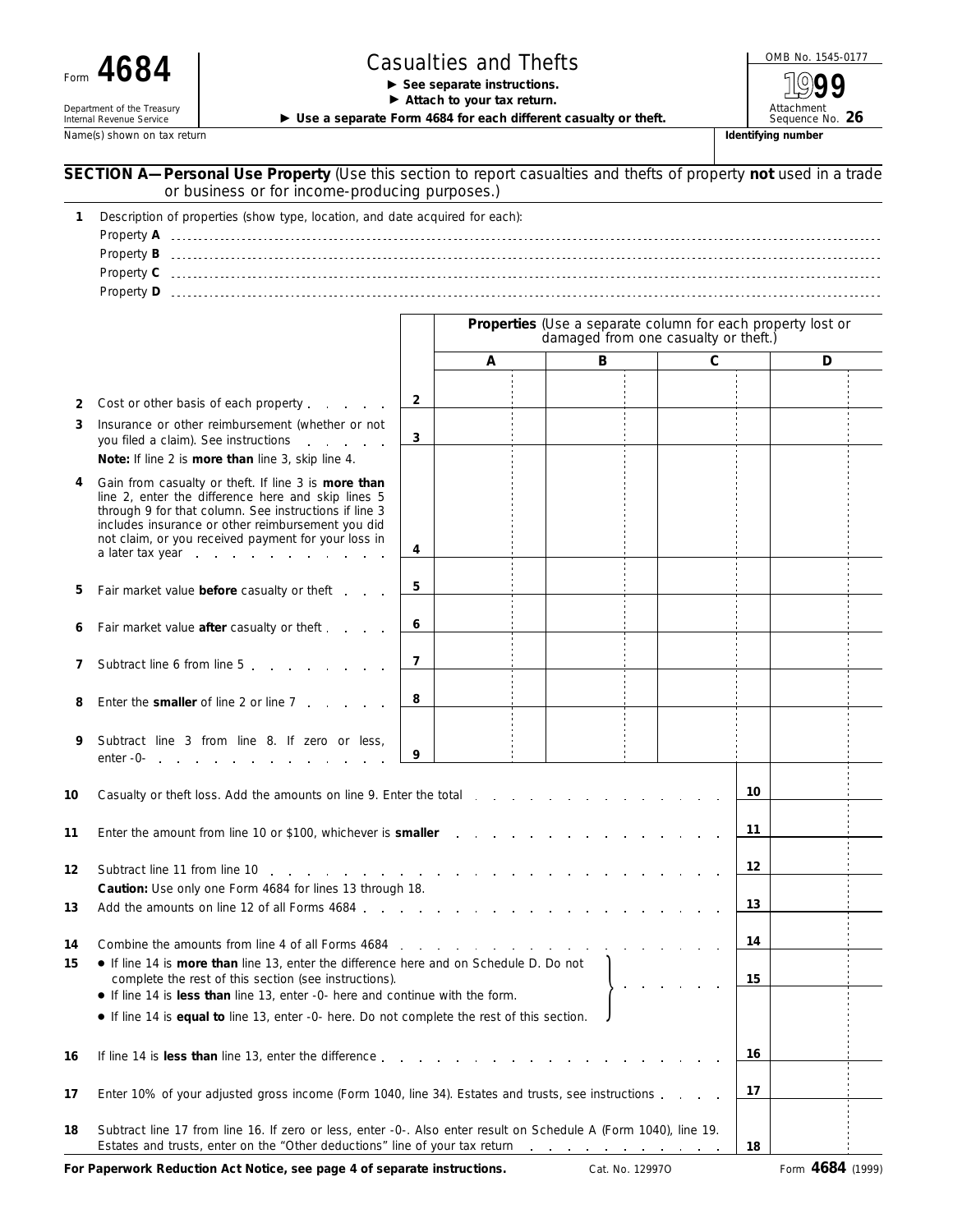Form **4684**

Department of the Treasury
Internal Revenue Service

# Casualties and Thefts

► **See separate instructions.**
► **Attach to your tax return.**
► **Use a separate Form 4684 for each different casualty or theft.**

OMB No. 1545-0177

**1999**

Attachment Sequence No. **26**

Name(s) shown on tax return | **Identifying number**

## SECTION A—Personal Use Property (Use this section to report casualties and thefts of property **not** used in a trade or business or for income-producing purposes.)

**1** Description of properties (show type, location, and date acquired for each):

Property **A**

Property **B**

Property **C**

Property **D**

| | | **Properties** (Use a separate column for each property lost or damaged from one casualty or theft.) | | | |
|---|---|---|---|---|---|
| | | **A** | **B** | **C** | **D** |
| **2** Cost or other basis of each property | **2** | | | | |
| **3** Insurance or other reimbursement (whether or not you filed a claim). See instructions<br>**Note:** If line 2 is **more than** line 3, skip line 4. | **3** | | | | |
| **4** Gain from casualty or theft. If line 3 is **more than** line 2, enter the difference here and skip lines 5 through 9 for that column. See instructions if line 3 includes insurance or other reimbursement you did not claim, or you received payment for your loss in a later tax year | **4** | | | | |
| **5** Fair market value **before** casualty or theft | **5** | | | | |
| **6** Fair market value **after** casualty or theft | **6** | | | | |
| **7** Subtract line 6 from line 5 | **7** | | | | |
| **8** Enter the **smaller** of line 2 or line 7 | **8** | | | | |
| **9** Subtract line 3 from line 8. If zero or less, enter -0- | **9** | | | | |

| | | |
|---|---|---|
| **10** Casualty or theft loss. Add the amounts on line 9. Enter the total | **10** | |
| **11** Enter the amount from line 10 or $100, whichever is **smaller** | **11** | |
| **12** Subtract line 11 from line 10<br>**Caution:** Use only one Form 4684 for lines 13 through 18. | **12** | |
| **13** Add the amounts on line 12 of all Forms 4684 | **13** | |
| **14** Combine the amounts from line 4 of all Forms 4684 | **14** | |
| **15** • If line 14 is **more than** line 13, enter the difference here and on Schedule D. Do not complete the rest of this section (see instructions).<br>• If line 14 is **less than** line 13, enter -0- here and continue with the form.<br>• If line 14 is **equal to** line 13, enter -0- here. Do not complete the rest of this section. | **15** | |
| **16** If line 14 is **less than** line 13, enter the difference | **16** | |
| **17** Enter 10% of your adjusted gross income (Form 1040, line 34). Estates and trusts, see instructions | **17** | |
| **18** Subtract line 17 from line 16. If zero or less, enter -0-. Also enter result on Schedule A (Form 1040), line 19. Estates and trusts, enter on the "Other deductions" line of your tax return | **18** | |

**For Paperwork Reduction Act Notice, see page 4 of separate instructions.** Cat. No. 12997O Form **4684** (1999)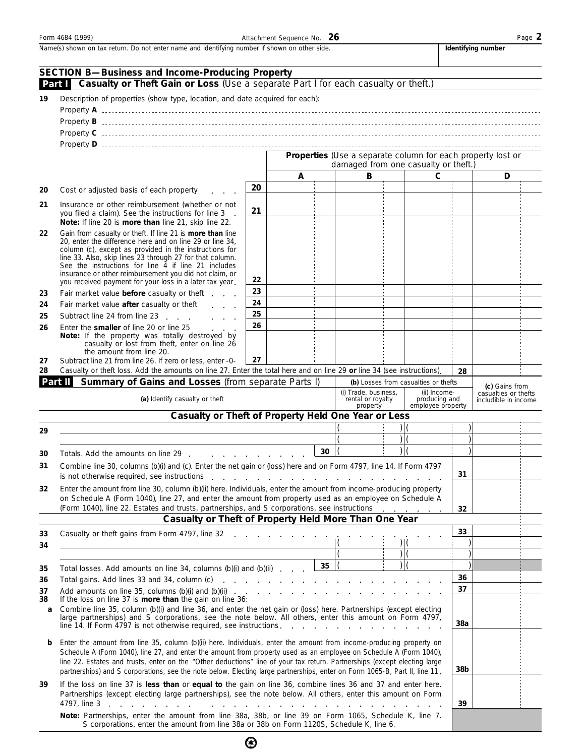Form 4684 (1999) Attachment Sequence No. **26**

Name(s) shown on tax return. Do not enter name and identifying number if shown on other side. **Identifying number**

## SECTION B—Business and Income-Producing Property

### Part I Casualty or Theft Gain or Loss (Use a separate Part I for each casualty or theft.)

**19** Description of properties (show type, location, and date acquired for each):

Property **A**

Property **B**

Property **C**

Property **D**

| | | Properties (Use a separate column for each property lost or damaged from one casualty or theft.) | | | |
|---|---|---|---|---|---|
| | | **A** | **B** | **C** | **D** |
| **20** Cost or adjusted basis of each property | **20** | | | | |
| **21** Insurance or other reimbursement (whether or not you filed a claim). See the instructions for line 3 **Note:** If line 20 is **more than** line 21, skip line 22. | **21** | | | | |
| **22** Gain from casualty or theft. If line 21 is **more than** line 20, enter the difference here and on line 29 or line 34, column (c), except as provided in the instructions for line 33. Also, skip lines 23 through 27 for that column. See the instructions for line 4 if line 21 includes insurance or other reimbursement you did not claim, or you received payment for your loss in a later tax year | **22** | | | | |
| **23** Fair market value **before** casualty or theft | **23** | | | | |
| **24** Fair market value **after** casualty or theft | **24** | | | | |
| **25** Subtract line 24 from line 23 | **25** | | | | |
| **26** Enter the **smaller** of line 20 or line 25 **Note:** If the property was totally destroyed by casualty or lost from theft, enter on line 26 the amount from line 20. | **26** | | | | |
| **27** Subtract line 21 from line 26. If zero or less, enter -0- | **27** | | | | |

**28** Casualty or theft loss. Add the amounts on line 27. Enter the total here and on line 29 **or** line 34 (see instructions) | **28** |

### Part II Summary of Gains and Losses (from separate Parts I)

| (a) Identify casualty or theft | (b) Losses from casualties or thefts: (i) Trade, business, rental or royalty property | (b) Losses from casualties or thefts: (ii) Income-producing and employee property | (c) Gains from casualties or thefts includible in income |
|---|---|---|---|
| **Casualty or Theft of Property Held One Year or Less** | | | |
| **29** | ( ) | ( ) | |
| | ( ) | ( ) | |
| **30** Totals. Add the amounts on line 29 **30** | ( ) | ( ) | |

**31** Combine line 30, columns (b)(i) and (c). Enter the net gain or (loss) here and on Form 4797, line 14. If Form 4797 is not otherwise required, see instructions | **31** |

**32** Enter the amount from line 30, column (b)(ii) here. Individuals, enter the amount from income-producing property on Schedule A (Form 1040), line 27, and enter the amount from property used as an employee on Schedule A (Form 1040), line 22. Estates and trusts, partnerships, and S corporations, see instructions | **32** |

**Casualty or Theft of Property Held More Than One Year**

**33** Casualty or theft gains from Form 4797, line 32 | **33** |

| (a) Identify casualty or theft | (b)(i) | (b)(ii) | (c) |
|---|---|---|---|
| **34** | ( ) | ( ) | |
| | ( ) | ( ) | |
| **35** Total losses. Add amounts on line 34, columns (b)(i) and (b)(ii) **35** | ( ) | ( ) | |

**36** Total gains. Add lines 33 and 34, column (c) | **36** |

**37** Add amounts on line 35, columns (b)(i) and (b)(ii) | **37** |

**38** If the loss on line 37 is **more than** the gain on line 36:

**a** Combine line 35, column (b)(i) and line 36, and enter the net gain or (loss) here. Partnerships (except electing large partnerships) and S corporations, see the note below. All others, enter this amount on Form 4797, line 14. If Form 4797 is not otherwise required, see instructions | **38a** |

**b** Enter the amount from line 35, column (b)(ii) here. Individuals, enter the amount from income-producing property on Schedule A (Form 1040), line 27, and enter the amount from property used as an employee on Schedule A (Form 1040), line 22. Estates and trusts, enter on the "Other deductions" line of your tax return. Partnerships (except electing large partnerships) and S corporations, see the note below. Electing large partnerships, enter on Form 1065-B, Part II, line 11 | **38b** |

**39** If the loss on line 37 is **less than** or **equal to** the gain on line 36, combine lines 36 and 37 and enter here. Partnerships (except electing large partnerships), see the note below. All others, enter this amount on Form 4797, line 3 | **39** |

**Note:** Partnerships, enter the amount from line 38a, 38b, or line 39 on Form 1065, Schedule K, line 7. S corporations, enter the amount from line 38a or 38b on Form 1120S, Schedule K, line 6.